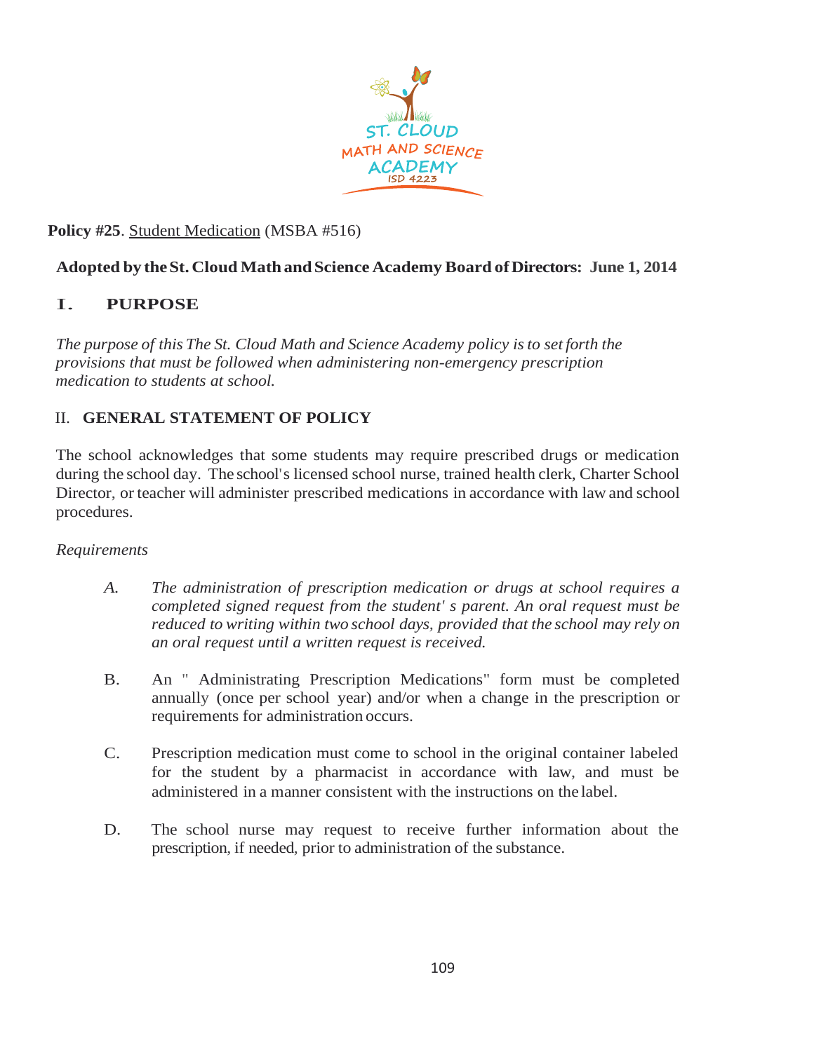**Policy #25**. Student Medication (MSBA #516)

**Adopted by the St. Cloud Math and Science Academy Board of Directors: June 1, 2014**

## I. PURPOSE

*The purpose of this The St. Cloud Math and Science Academy policy is to set forth the provisions that must be followed when administering non-emergency prescription medication to students at school.*

## II. GENERAL STATEMENT OF POLICY

The school acknowledges that some students may require prescribed drugs or medication during the school day. The school's licensed school nurse, trained health clerk, Charter School Director, or teacher will administer prescribed medications in accordance with law and school procedures.

*Requirements*

A. *The administration of prescription medication or drugs at school requires a completed signed request from the student' s parent. An oral request must be reduced to writing within two school days, provided that the school may rely on an oral request until a written request is received.*

B. An " Administrating Prescription Medications" form must be completed annually (once per school year) and/or when a change in the prescription or requirements for administration occurs.

C. Prescription medication must come to school in the original container labeled for the student by a pharmacist in accordance with law, and must be administered in a manner consistent with the instructions on the label.

D. The school nurse may request to receive further information about the prescription, if needed, prior to administration of the substance.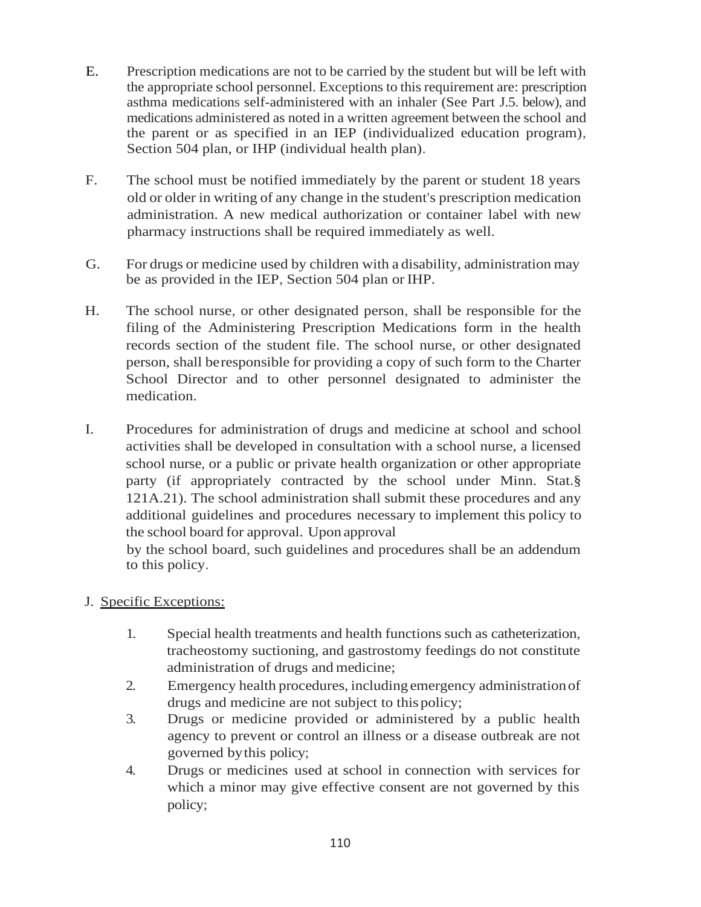E. Prescription medications are not to be carried by the student but will be left with the appropriate school personnel. Exceptions to this requirement are: prescription asthma medications self-administered with an inhaler (See Part J.5. below), and medications administered as noted in a written agreement between the school and the parent or as specified in an IEP (individualized education program), Section 504 plan, or IHP (individual health plan).

F. The school must be notified immediately by the parent or student 18 years old or older in writing of any change in the student's prescription medication administration. A new medical authorization or container label with new pharmacy instructions shall be required immediately as well.

G. For drugs or medicine used by children with a disability, administration may be as provided in the IEP, Section 504 plan or IHP.

H. The school nurse, or other designated person, shall be responsible for the filing of the Administering Prescription Medications form in the health records section of the student file. The school nurse, or other designated person, shall be responsible for providing a copy of such form to the Charter School Director and to other personnel designated to administer the medication.

I. Procedures for administration of drugs and medicine at school and school activities shall be developed in consultation with a school nurse, a licensed school nurse, or a public or private health organization or other appropriate party (if appropriately contracted by the school under Minn. Stat.§ 121A.21). The school administration shall submit these procedures and any additional guidelines and procedures necessary to implement this policy to the school board for approval. Upon approval by the school board, such guidelines and procedures shall be an addendum to this policy.

J. Specific Exceptions:

1. Special health treatments and health functions such as catheterization, tracheostomy suctioning, and gastrostomy feedings do not constitute administration of drugs and medicine;
2. Emergency health procedures, including emergency administration of drugs and medicine are not subject to this policy;
3. Drugs or medicine provided or administered by a public health agency to prevent or control an illness or a disease outbreak are not governed by this policy;
4. Drugs or medicines used at school in connection with services for which a minor may give effective consent are not governed by this policy;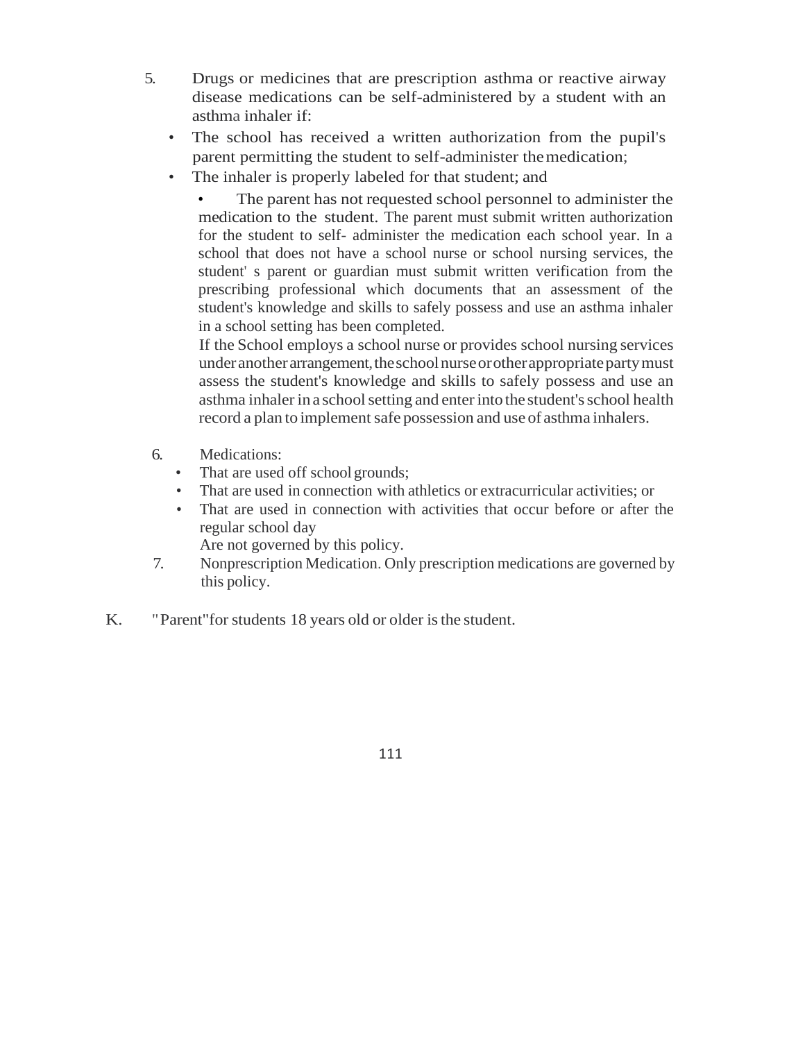5. Drugs or medicines that are prescription asthma or reactive airway disease medications can be self-administered by a student with an asthma inhaler if:
   - The school has received a written authorization from the pupil's parent permitting the student to self-administer the medication;
   - The inhaler is properly labeled for that student; and
   - The parent has not requested school personnel to administer the medication to the student. The parent must submit written authorization for the student to self- administer the medication each school year. In a school that does not have a school nurse or school nursing services, the student' s parent or guardian must submit written verification from the prescribing professional which documents that an assessment of the student's knowledge and skills to safely possess and use an asthma inhaler in a school setting has been completed.

   If the School employs a school nurse or provides school nursing services under another arrangement, the school nurse or other appropriate party must assess the student's knowledge and skills to safely possess and use an asthma inhaler in a school setting and enter into the student's school health record a plan to implement safe possession and use of asthma inhalers.

6. Medications:
   - That are used off school grounds;
   - That are used in connection with athletics or extracurricular activities; or
   - That are used in connection with activities that occur before or after the regular school day

   Are not governed by this policy.

7. Nonprescription Medication. Only prescription medications are governed by this policy.

K. "Parent"for students 18 years old or older is the student.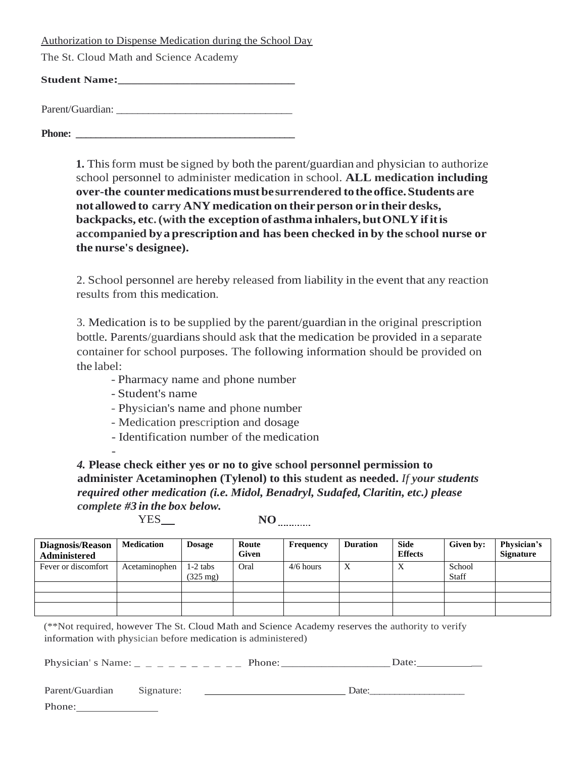Authorization to Dispense Medication during the School Day

The St. Cloud Math and Science Academy

**Student Name:______________________________**

Parent/Guardian: ______________________________

**Phone: ______________________________________**

**1.** This form must be signed by both the parent/guardian and physician to authorize school personnel to administer medication in school. **ALL medication including over-the counter medications must be surrendered to the office. Students are not allowed to carry ANY medication on their person or in their desks, backpacks, etc. (with the exception of asthma inhalers, but ONLY if it is accompanied by a prescription and has been checked in by the school nurse or the nurse's designee).**

2. School personnel are hereby released from liability in the event that any reaction results from this medication.

3. Medication is to be supplied by the parent/guardian in the original prescription bottle. Parents/guardians should ask that the medication be provided in a separate container for school purposes. The following information should be provided on the label:

- Pharmacy name and phone number
- Student's name
- Physician's name and phone number
- Medication prescription and dosage
- Identification number of the medication
-

***4.* Please check either yes or no to give school personnel permission to administer Acetaminophen (Tylenol) to this student as needed.** ***If your students required other medication (i.e. Midol, Benadryl, Sudafed, Claritin, etc.) please complete #3 in the box below.***

YES___ **NO**..........

| Diagnosis/Reason Administered | Medication | Dosage | Route Given | Frequency | Duration | Side Effects | Given by: | Physician's Signature |
|---|---|---|---|---|---|---|---|---|
| Fever or discomfort | Acetaminophen | 1-2 tabs (325 mg) | Oral | 4/6 hours | X | X | School Staff | |
| | | | | | | | | |
| | | | | | | | | |
| | | | | | | | | |

(**Not required, however The St. Cloud Math and Science Academy reserves the authority to verify information with physician before medication is administered)

Physician' s Name: _ _ _ _ _ _ _ _ _ _ Phone:____________________ Date:____________

Parent/Guardian Signature: ____________________________ Date:____________________

Phone:________________